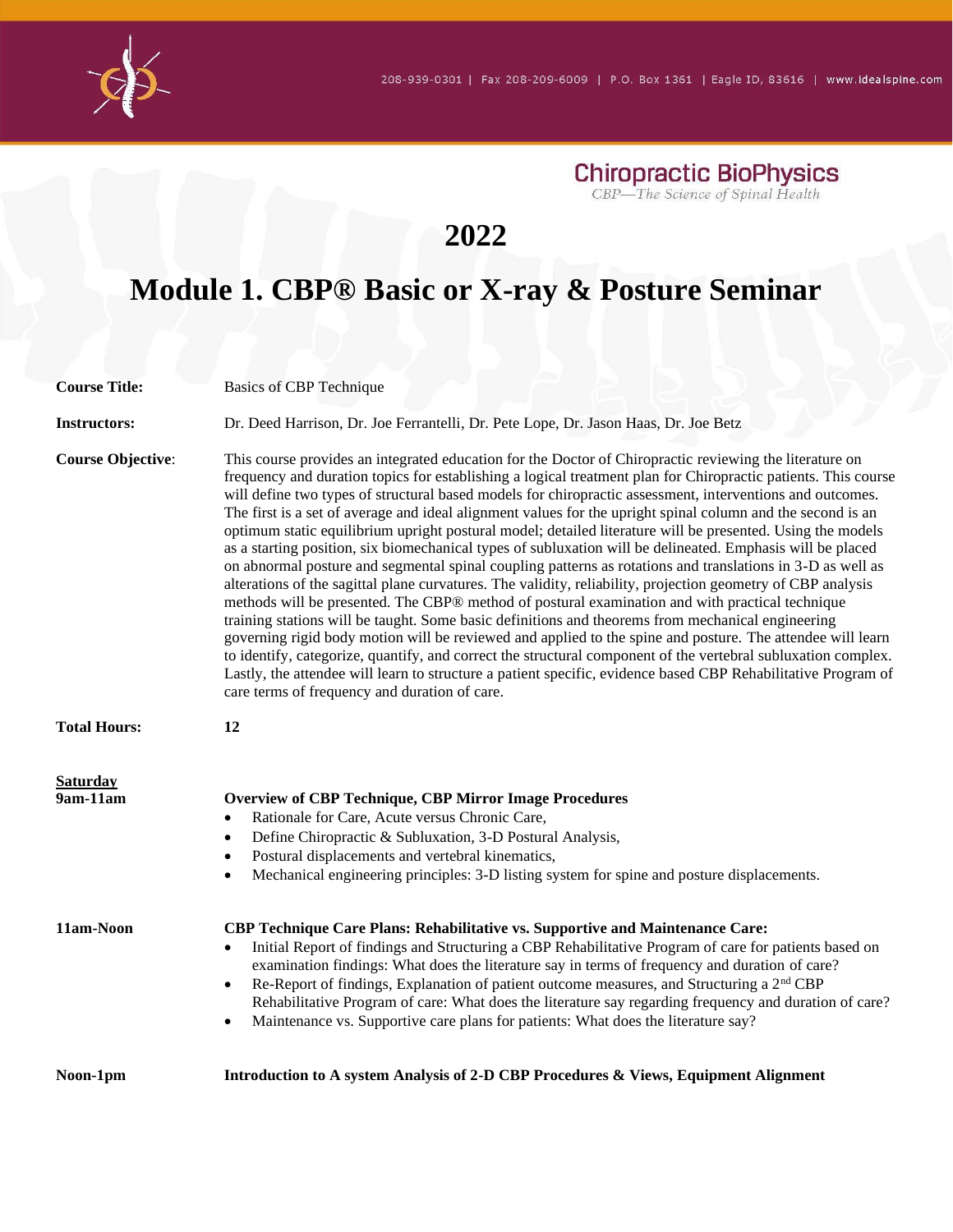208-939-0301 | Fax 208-209-6009 | P.O. Box 1361 | Eagle ID, 83616 | www.idealspine.com

**Chiropractic BioPhysics**
*CBP—The Science of Spinal Health*

# 2022

# Module 1. CBP® Basic or X-ray & Posture Seminar

**Course Title:** Basics of CBP Technique

**Instructors:** Dr. Deed Harrison, Dr. Joe Ferrantelli, Dr. Pete Lope, Dr. Jason Haas, Dr. Joe Betz

**Course Objective**: This course provides an integrated education for the Doctor of Chiropractic reviewing the literature on frequency and duration topics for establishing a logical treatment plan for Chiropractic patients. This course will define two types of structural based models for chiropractic assessment, interventions and outcomes. The first is a set of average and ideal alignment values for the upright spinal column and the second is an optimum static equilibrium upright postural model; detailed literature will be presented. Using the models as a starting position, six biomechanical types of subluxation will be delineated. Emphasis will be placed on abnormal posture and segmental spinal coupling patterns as rotations and translations in 3-D as well as alterations of the sagittal plane curvatures. The validity, reliability, projection geometry of CBP analysis methods will be presented. The CBP® method of postural examination and with practical technique training stations will be taught. Some basic definitions and theorems from mechanical engineering governing rigid body motion will be reviewed and applied to the spine and posture. The attendee will learn to identify, categorize, quantify, and correct the structural component of the vertebral subluxation complex. Lastly, the attendee will learn to structure a patient specific, evidence based CBP Rehabilitative Program of care terms of frequency and duration of care.

**Total Hours:** **12**

**Saturday**

**9am-11am** **Overview of CBP Technique, CBP Mirror Image Procedures**

- Rationale for Care, Acute versus Chronic Care,
- Define Chiropractic & Subluxation, 3-D Postural Analysis,
- Postural displacements and vertebral kinematics,
- Mechanical engineering principles: 3-D listing system for spine and posture displacements.

**11am-Noon** **CBP Technique Care Plans: Rehabilitative vs. Supportive and Maintenance Care:**

- Initial Report of findings and Structuring a CBP Rehabilitative Program of care for patients based on examination findings: What does the literature say in terms of frequency and duration of care?
- Re-Report of findings, Explanation of patient outcome measures, and Structuring a 2nd CBP Rehabilitative Program of care: What does the literature say regarding frequency and duration of care?
- Maintenance vs. Supportive care plans for patients: What does the literature say?

**Noon-1pm** **Introduction to A system Analysis of 2-D CBP Procedures & Views, Equipment Alignment**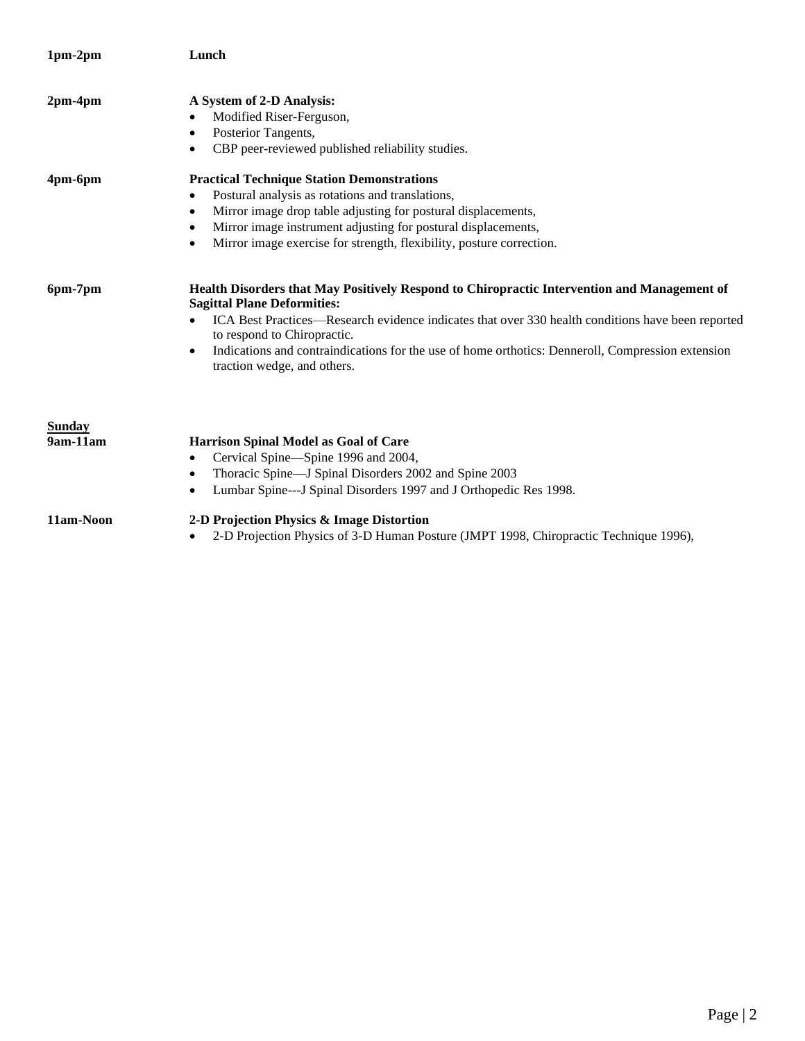**1pm-2pm** **Lunch**

**2pm-4pm** **A System of 2-D Analysis:**

- Modified Riser-Ferguson,
- Posterior Tangents,
- CBP peer-reviewed published reliability studies.

**4pm-6pm** **Practical Technique Station Demonstrations**

- Postural analysis as rotations and translations,
- Mirror image drop table adjusting for postural displacements,
- Mirror image instrument adjusting for postural displacements,
- Mirror image exercise for strength, flexibility, posture correction.

**6pm-7pm** **Health Disorders that May Positively Respond to Chiropractic Intervention and Management of Sagittal Plane Deformities:**

- ICA Best Practices—Research evidence indicates that over 330 health conditions have been reported to respond to Chiropractic.
- Indications and contraindications for the use of home orthotics: Denneroll, Compression extension traction wedge, and others.

**Sunday**

**9am-11am** **Harrison Spinal Model as Goal of Care**

- Cervical Spine—Spine 1996 and 2004,
- Thoracic Spine—J Spinal Disorders 2002 and Spine 2003
- Lumbar Spine---J Spinal Disorders 1997 and J Orthopedic Res 1998.

**11am-Noon** **2-D Projection Physics & Image Distortion**

- 2-D Projection Physics of 3-D Human Posture (JMPT 1998, Chiropractic Technique 1996),